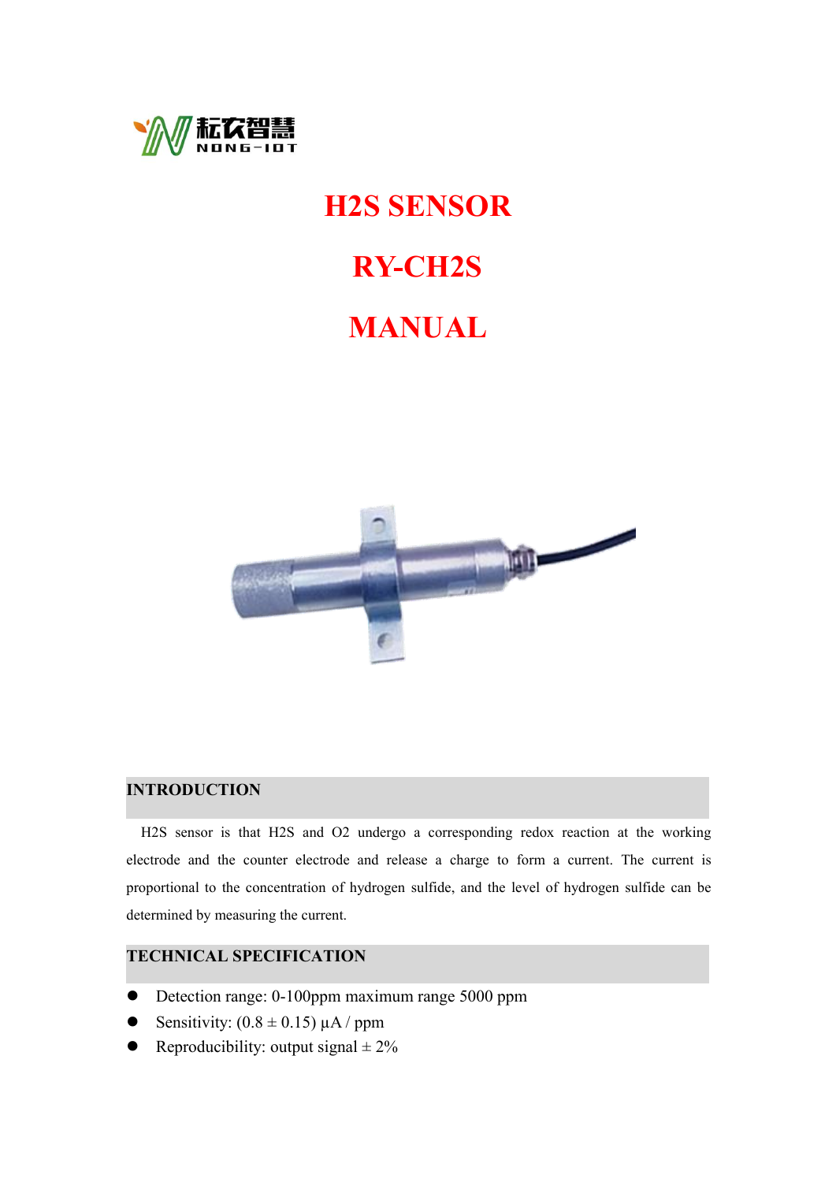# H2S SENSOR

# RY-CH2S

# MANUAL

## INTRODUCTION

H2S sensor is that H2S and O2 undergo a corresponding redox reaction at the working electrode and the counter electrode and release a charge to form a current. The current is proportional to the concentration of hydrogen sulfide, and the level of hydrogen sulfide can be determined by measuring the current.

## TECHNICAL SPECIFICATION

- Detection range: 0-100ppm maximum range 5000 ppm
- Sensitivity: (0.8 ± 0.15) µA / ppm
- Reproducibility: output signal ± 2%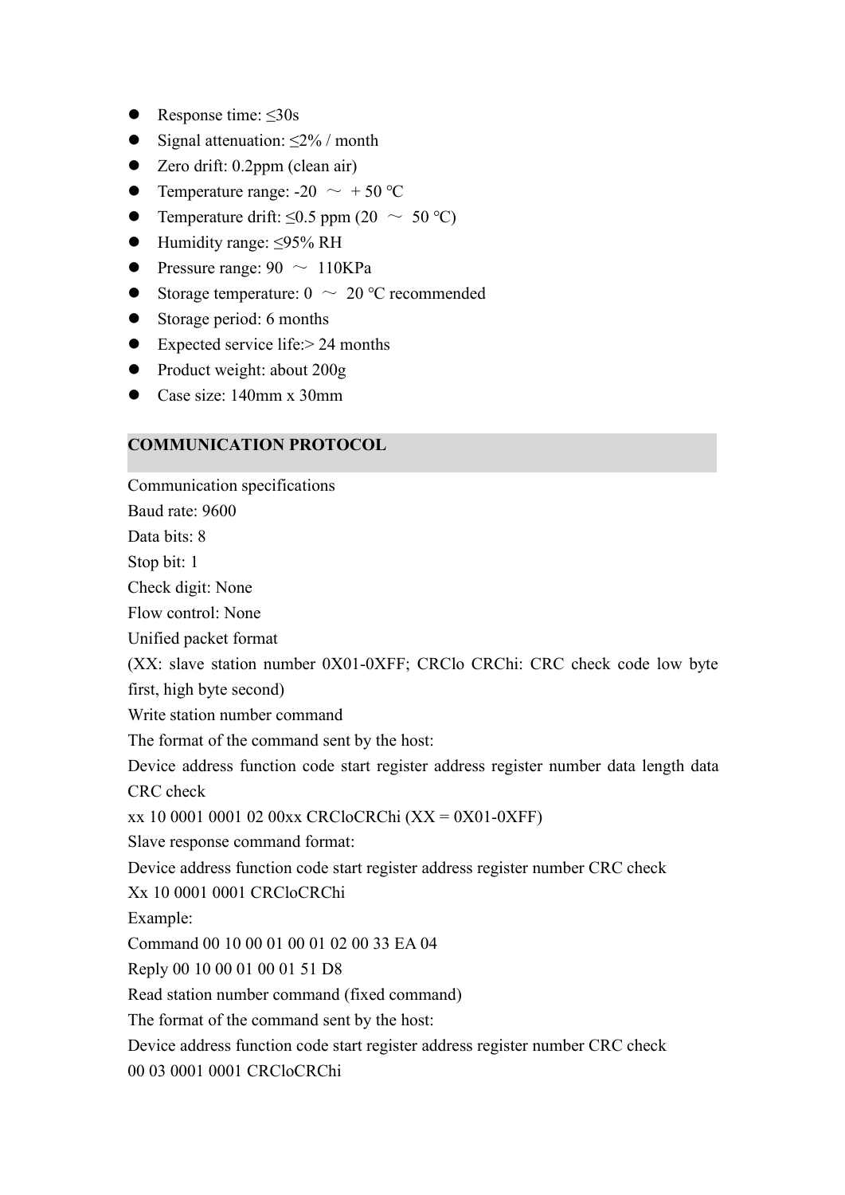- Response time: ≤30s
- Signal attenuation: ≤2% / month
- Zero drift: 0.2ppm (clean air)
- Temperature range: -20 ～ + 50 ℃
- Temperature drift: ≤0.5 ppm (20 ～ 50 ℃)
- Humidity range: ≤95% RH
- Pressure range: 90 ～ 110KPa
- Storage temperature: 0 ～ 20 ℃ recommended
- Storage period: 6 months
- Expected service life:> 24 months
- Product weight: about 200g
- Case size: 140mm x 30mm

## COMMUNICATION PROTOCOL

Communication specifications

Baud rate: 9600

Data bits: 8

Stop bit: 1

Check digit: None

Flow control: None

Unified packet format

(XX: slave station number 0X01-0XFF; CRClo CRChi: CRC check code low byte first, high byte second)

Write station number command

The format of the command sent by the host:

Device address function code start register address register number data length data CRC check

xx 10 0001 0001 02 00xx CRCloCRChi (XX = 0X01-0XFF)

Slave response command format:

Device address function code start register address register number CRC check

Xx 10 0001 0001 CRCloCRChi

Example:

Command 00 10 00 01 00 01 02 00 33 EA 04

Reply 00 10 00 01 00 01 51 D8

Read station number command (fixed command)

The format of the command sent by the host:

Device address function code start register address register number CRC check

00 03 0001 0001 CRCloCRChi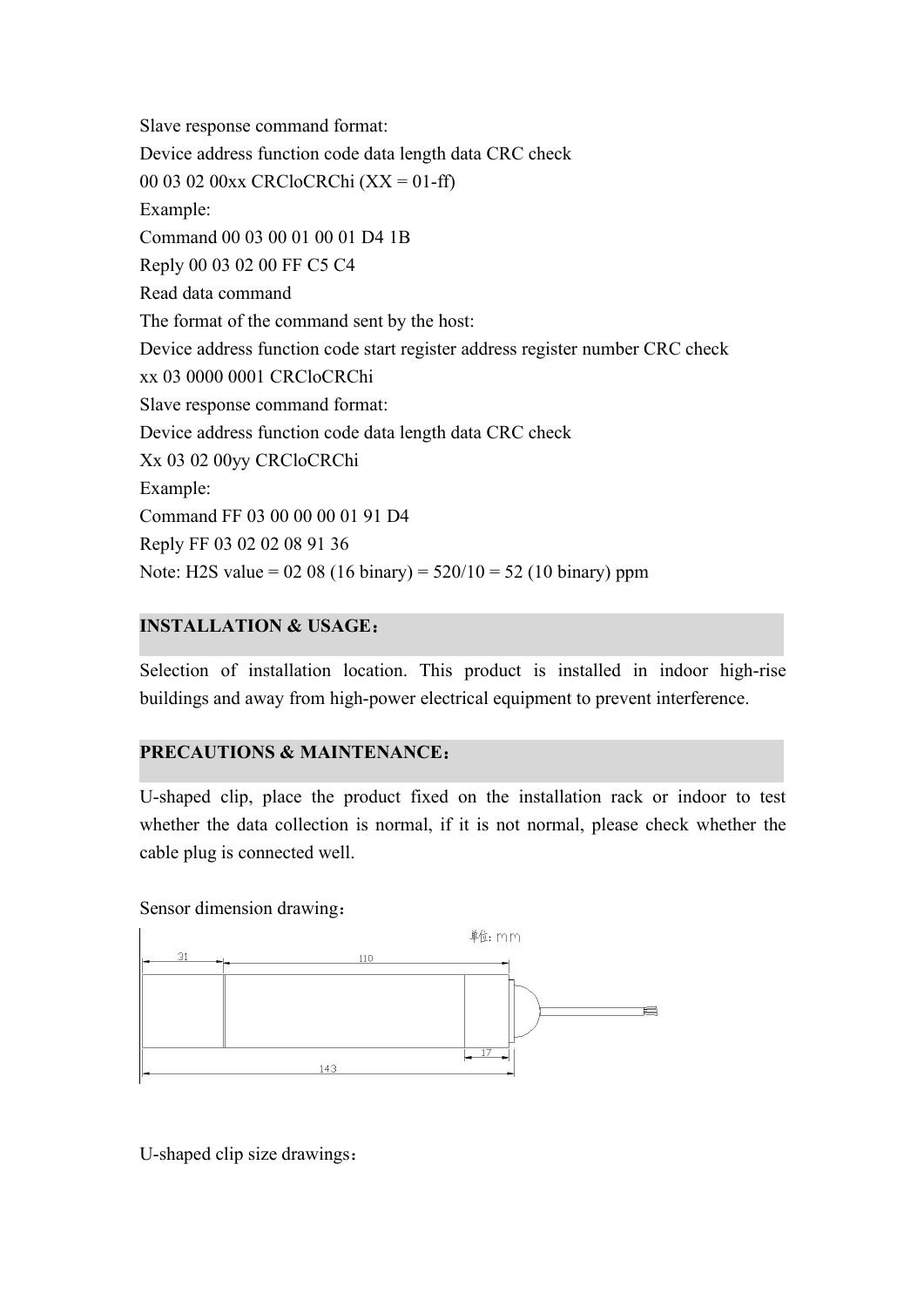Slave response command format:

Device address function code data length data CRC check

00 03 02 00xx CRCloCRChi (XX = 01-ff)

Example:

Command 00 03 00 01 00 01 D4 1B

Reply 00 03 02 00 FF C5 C4

Read data command

The format of the command sent by the host:

Device address function code start register address register number CRC check

xx 03 0000 0001 CRCloCRChi

Slave response command format:

Device address function code data length data CRC check

Xx 03 02 00yy CRCloCRChi

Example:

Command FF 03 00 00 00 01 91 D4

Reply FF 03 02 02 08 91 36

Note: $H_2S$ value = 02 08 (16 binary) = 520/10 = 52 (10 binary) ppm

## INSTALLATION & USAGE：

Selection of installation location. This product is installed in indoor high-rise buildings and away from high-power electrical equipment to prevent interference.

## PRECAUTIONS & MAINTENANCE：

U-shaped clip, place the product fixed on the installation rack or indoor to test whether the data collection is normal, if it is not normal, please check whether the cable plug is connected well.

Sensor dimension drawing：

单位: mm

31 110 17 143

U-shaped clip size drawings：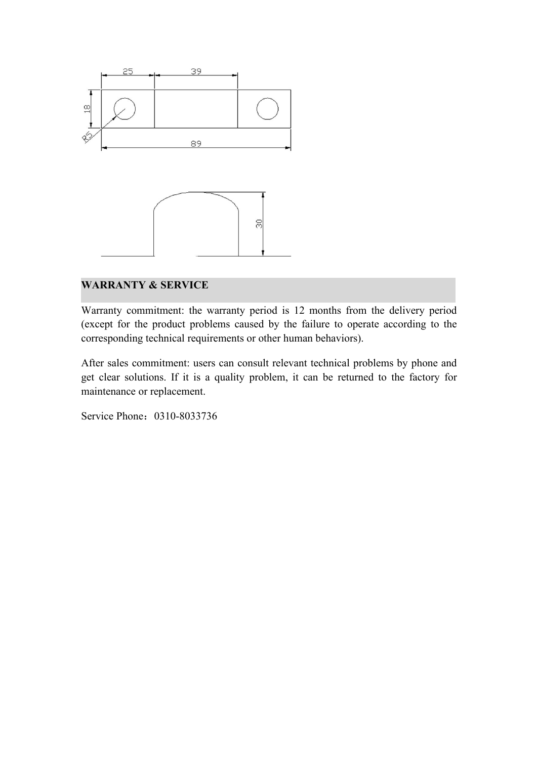25
39
18
R5
89

30

## WARRANTY & SERVICE

Warranty commitment: the warranty period is 12 months from the delivery period (except for the product problems caused by the failure to operate according to the corresponding technical requirements or other human behaviors).

After sales commitment: users can consult relevant technical problems by phone and get clear solutions. If it is a quality problem, it can be returned to the factory for maintenance or replacement.

Service Phone：0310-8033736